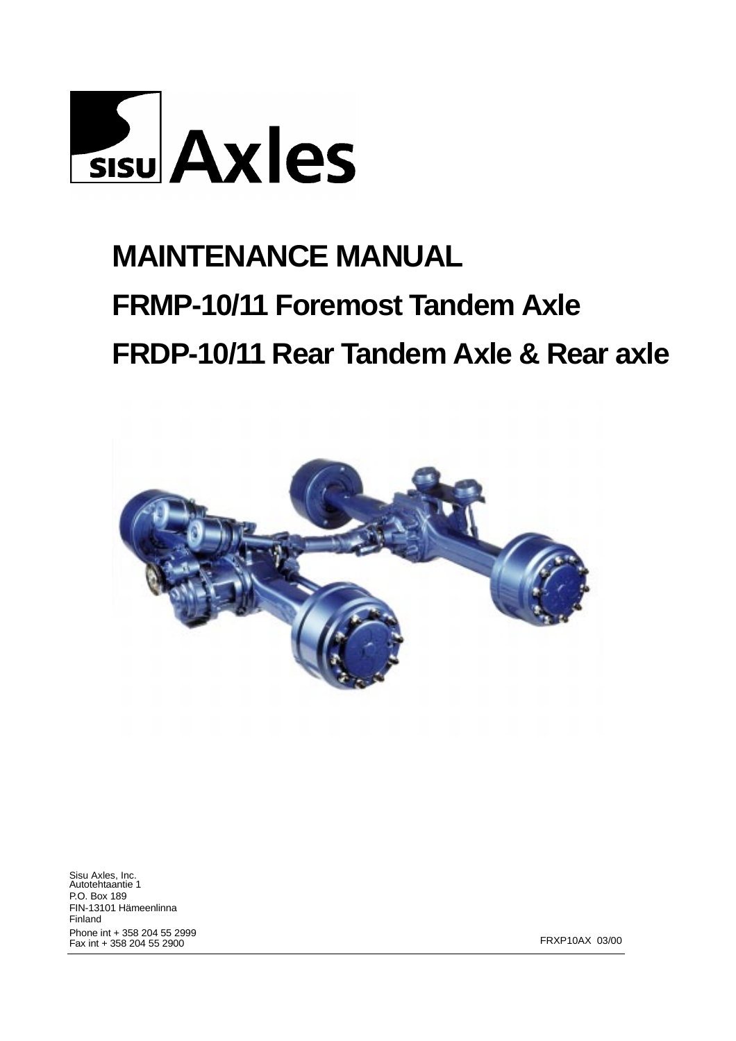SISU Axles

# MAINTENANCE MANUAL

# FRMP-10/11 Foremost Tandem Axle

# FRDP-10/11 Rear Tandem Axle & Rear axle

Sisu Axles, Inc.
Autotehtaantie 1
P.O. Box 189
FIN-13101 Hämeenlinna
Finland
Phone int + 358 204 55 2999
Fax int + 358 204 55 2900

FRXP10AX 03/00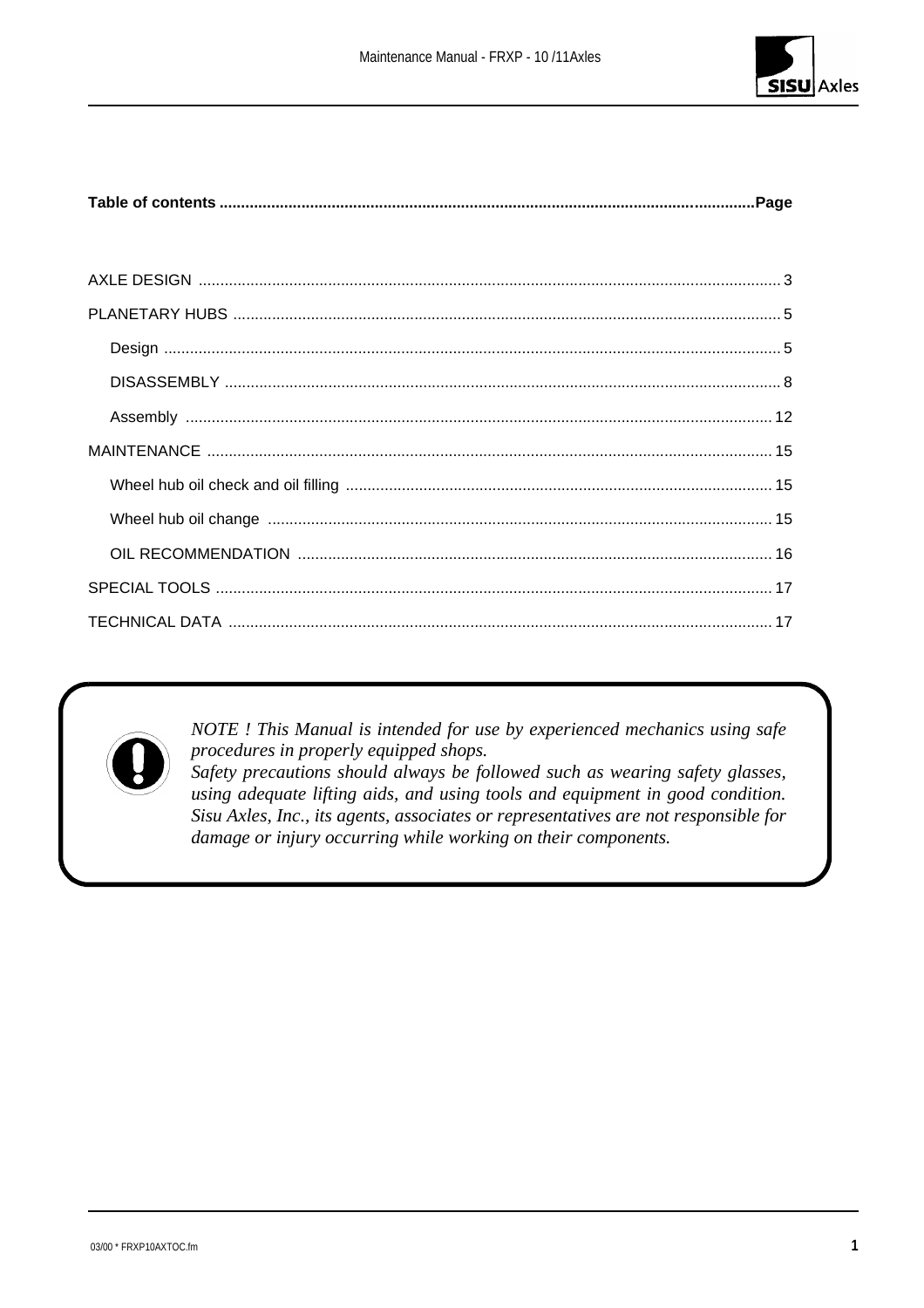**Table of contents ............................................................................................................................Page**

| | |
|---|---|
| AXLE DESIGN | 3 |
| PLANETARY HUBS | 5 |
| Design | 5 |
| DISASSEMBLY | 8 |
| Assembly | 12 |
| MAINTENANCE | 15 |
| Wheel hub oil check and oil filling | 15 |
| Wheel hub oil change | 15 |
| OIL RECOMMENDATION | 16 |
| SPECIAL TOOLS | 17 |
| TECHNICAL DATA | 17 |

*NOTE ! This Manual is intended for use by experienced mechanics using safe procedures in properly equipped shops.*
*Safety precautions should always be followed such as wearing safety glasses, using adequate lifting aids, and using tools and equipment in good condition. Sisu Axles, Inc., its agents, associates or representatives are not responsible for damage or injury occurring while working on their components.*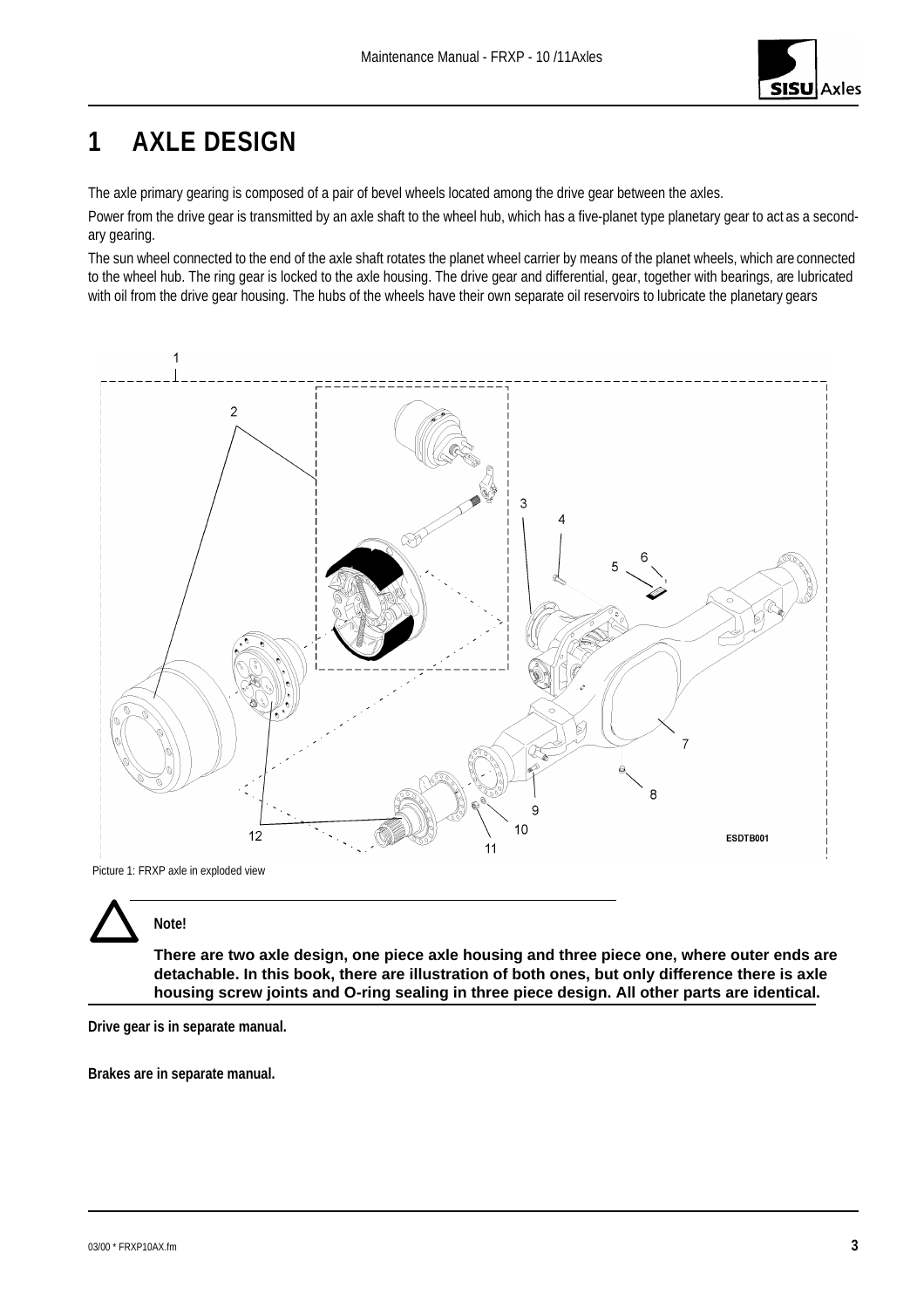# 1 AXLE DESIGN

The axle primary gearing is composed of a pair of bevel wheels located among the drive gear between the axles.

Power from the drive gear is transmitted by an axle shaft to the wheel hub, which has a five-planet type planetary gear to act as a secondary gearing.

The sun wheel connected to the end of the axle shaft rotates the planet wheel carrier by means of the planet wheels, which are connected to the wheel hub. The ring gear is locked to the axle housing. The drive gear and differential, gear, together with bearings, are lubricated with oil from the drive gear housing. The hubs of the wheels have their own separate oil reservoirs to lubricate the planetary gears

Picture 1: FRXP axle in exploded view

**Note!**

**There are two axle design, one piece axle housing and three piece one, where outer ends are detachable. In this book, there are illustration of both ones, but only difference there is axle housing screw joints and O-ring sealing in three piece design. All other parts are identical.**

**Drive gear is in separate manual.**

**Brakes are in separate manual.**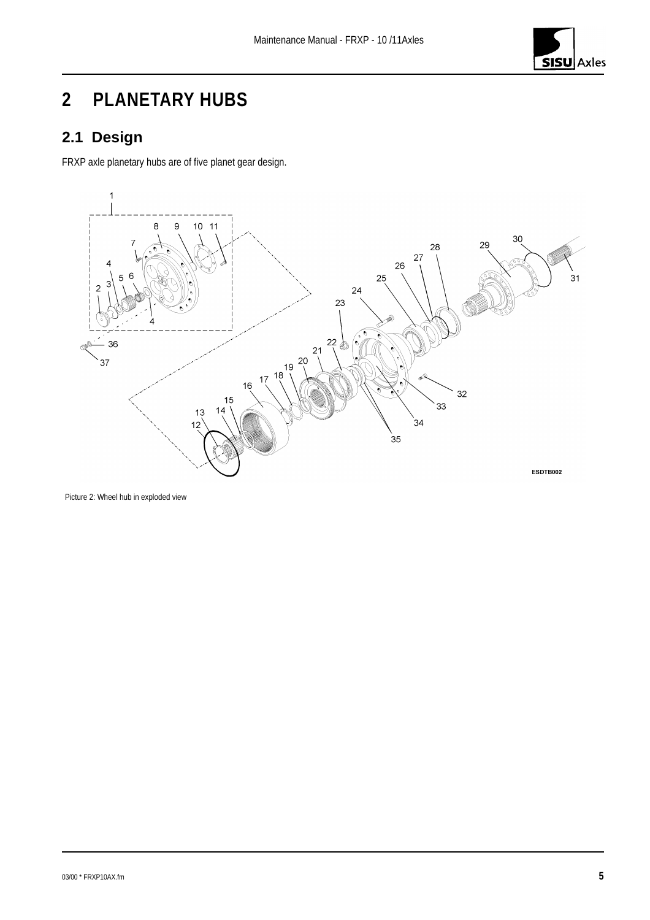# 2 PLANETARY HUBS

## 2.1 Design

FRXP axle planetary hubs are of five planet gear design.

Picture 2: Wheel hub in exploded view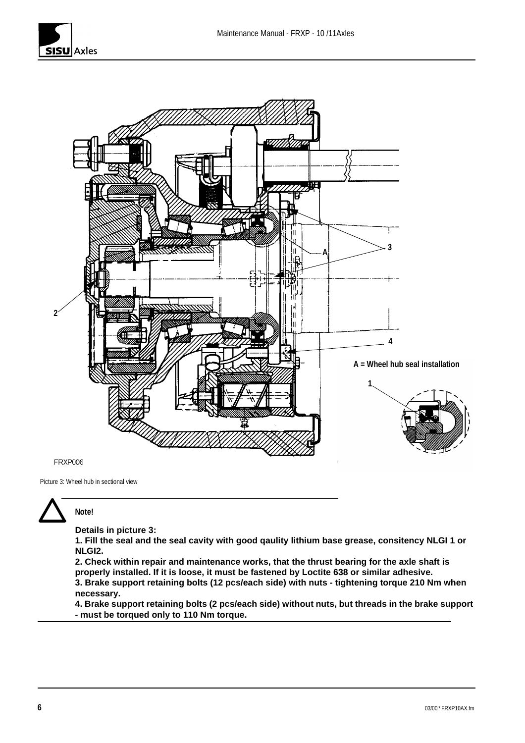FRXP006

A = Wheel hub seal installation

Picture 3: Wheel hub in sectional view

**Note!**

**Details in picture 3:**

**1. Fill the seal and the seal cavity with good qaulity lithium base grease, consitency NLGI 1 or NLGI2.**

**2. Check within repair and maintenance works, that the thrust bearing for the axle shaft is properly installed. If it is loose, it must be fastened by Loctite 638 or similar adhesive.**

**3. Brake support retaining bolts (12 pcs/each side) with nuts - tightening torque 210 Nm when necessary.**

**4. Brake support retaining bolts (2 pcs/each side) without nuts, but threads in the brake support - must be torqued only to 110 Nm torque.**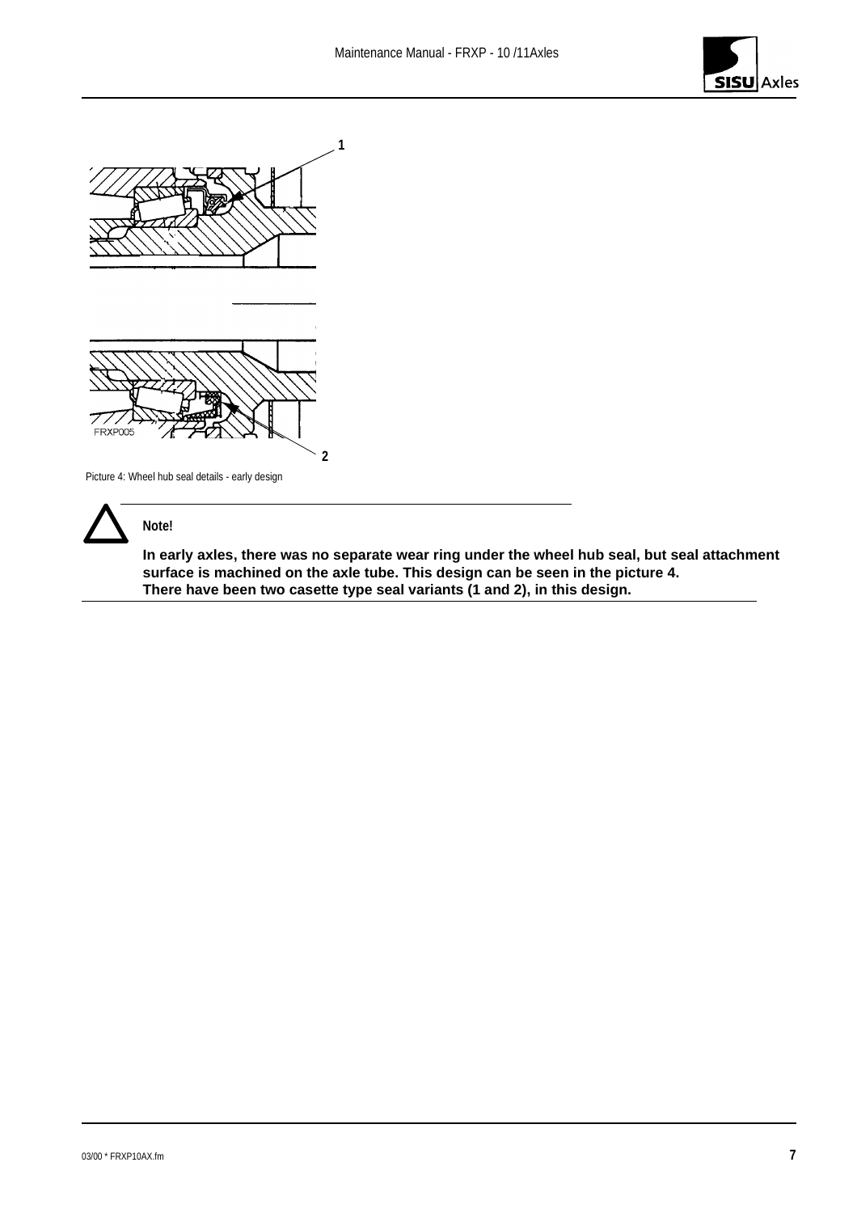Picture 4: Wheel hub seal details - early design

**Note!**

**In early axles, there was no separate wear ring under the wheel hub seal, but seal attachment surface is machined on the axle tube. This design can be seen in the picture 4.**
**There have been two casette type seal variants (1 and 2), in this design.**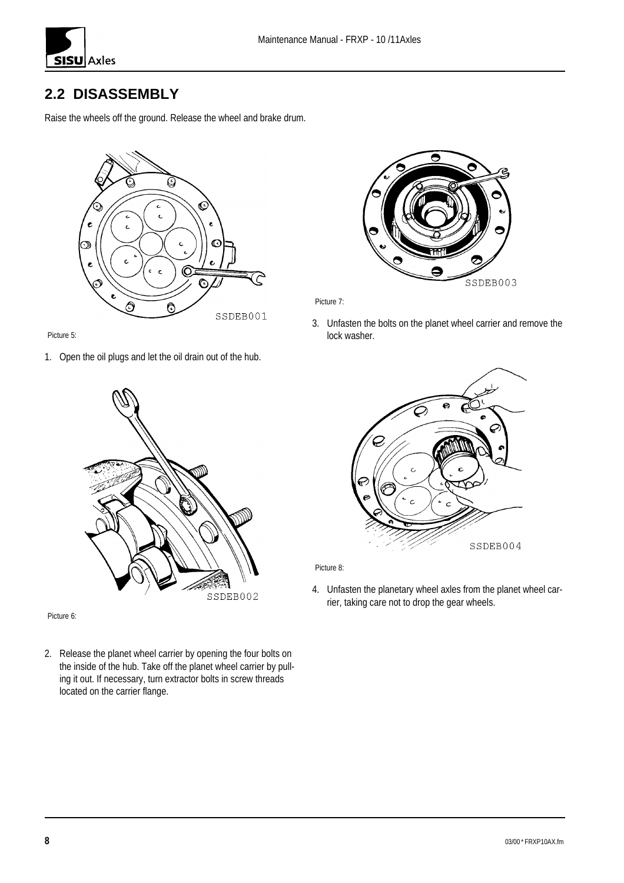## 2.2 DISASSEMBLY

Raise the wheels off the ground. Release the wheel and brake drum.

SSDEB001

Picture 5:

1. Open the oil plugs and let the oil drain out of the hub.

SSDEB002

Picture 6:

2. Release the planet wheel carrier by opening the four bolts on the inside of the hub. Take off the planet wheel carrier by pulling it out. If necessary, turn extractor bolts in screw threads located on the carrier flange.

SSDEB003

Picture 7:

3. Unfasten the bolts on the planet wheel carrier and remove the lock washer.

SSDEB004

Picture 8:

4. Unfasten the planetary wheel axles from the planet wheel carrier, taking care not to drop the gear wheels.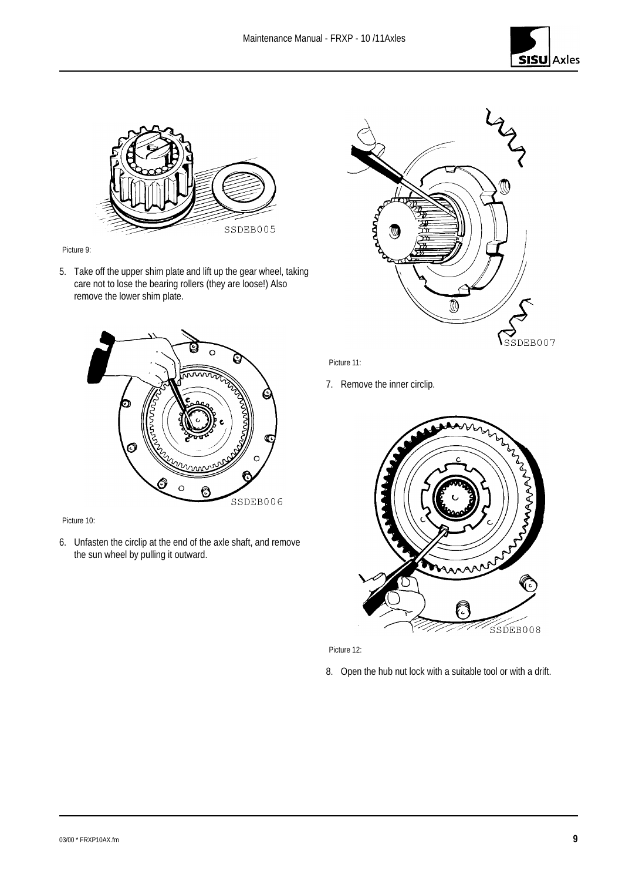Picture 9:

5. Take off the upper shim plate and lift up the gear wheel, taking care not to lose the bearing rollers (they are loose!) Also remove the lower shim plate.

Picture 10:

6. Unfasten the circlip at the end of the axle shaft, and remove the sun wheel by pulling it outward.

Picture 11:

7. Remove the inner circlip.

Picture 12:

8. Open the hub nut lock with a suitable tool or with a drift.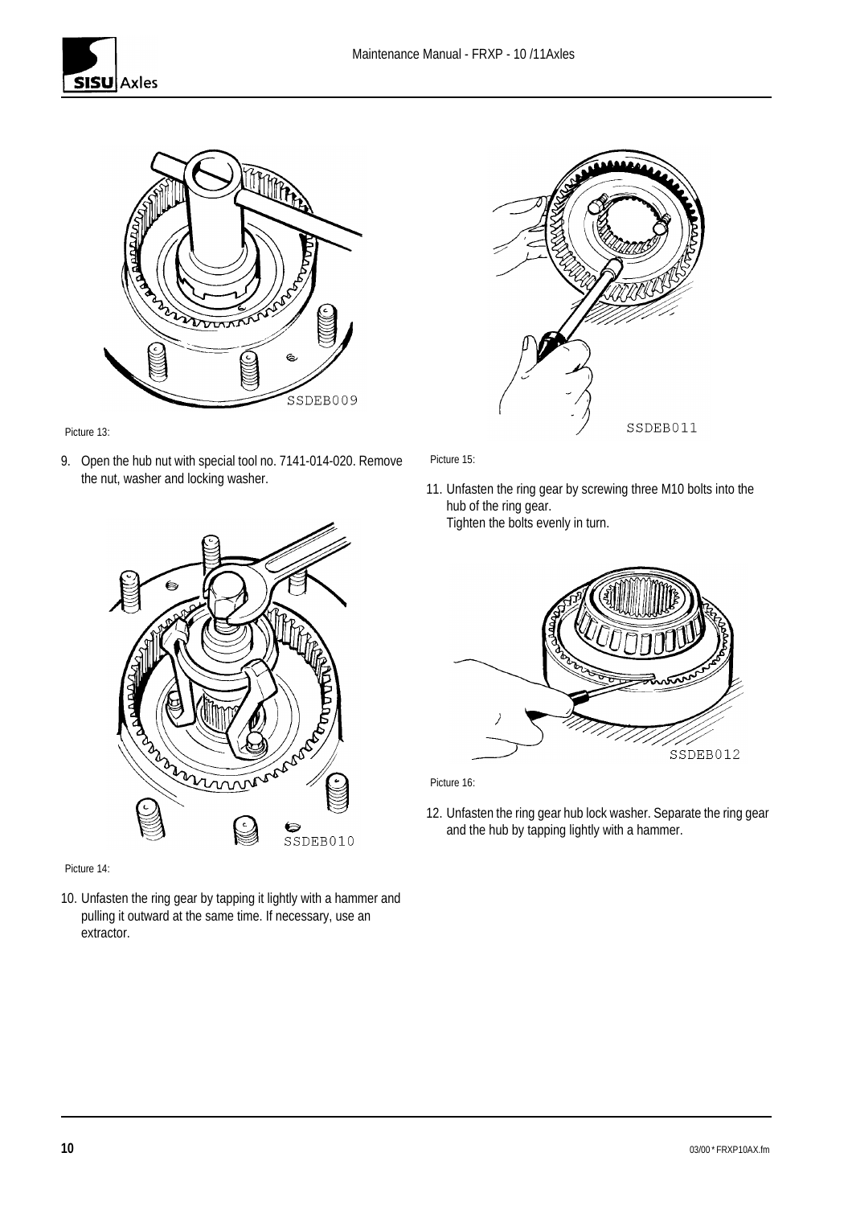Picture 13:

9. Open the hub nut with special tool no. 7141-014-020. Remove the nut, washer and locking washer.

Picture 14:

10. Unfasten the ring gear by tapping it lightly with a hammer and pulling it outward at the same time. If necessary, use an extractor.

Picture 15:

11. Unfasten the ring gear by screwing three M10 bolts into the hub of the ring gear.
    Tighten the bolts evenly in turn.

Picture 16:

12. Unfasten the ring gear hub lock washer. Separate the ring gear and the hub by tapping lightly with a hammer.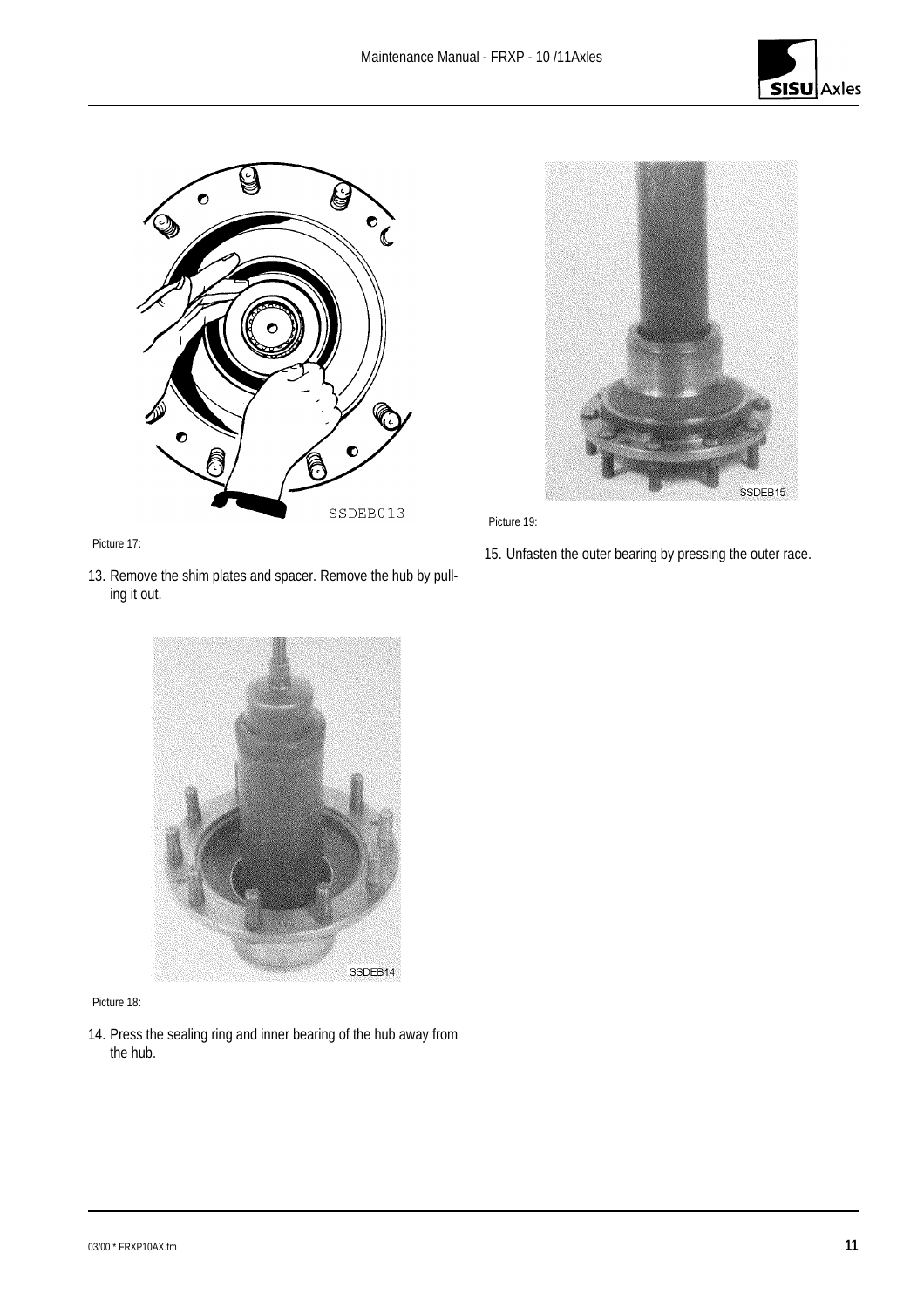Picture 17:

13. Remove the shim plates and spacer. Remove the hub by pulling it out.

Picture 18:

14. Press the sealing ring and inner bearing of the hub away from the hub.

Picture 19:

15. Unfasten the outer bearing by pressing the outer race.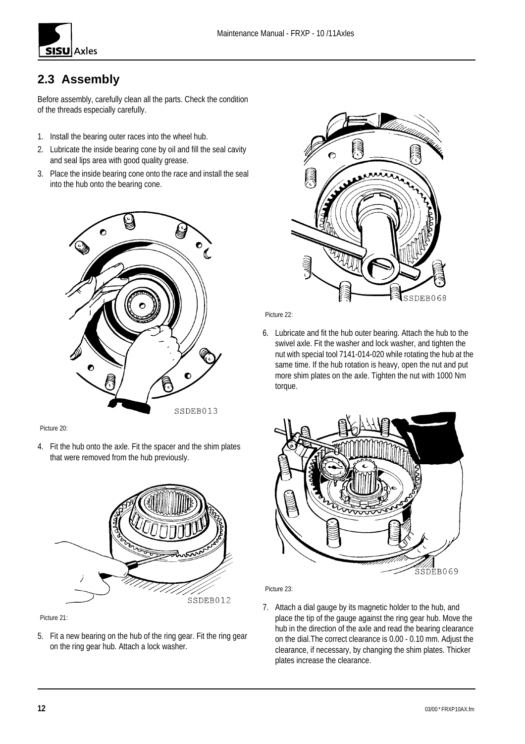## 2.3 Assembly

Before assembly, carefully clean all the parts. Check the condition of the threads especially carefully.

1. Install the bearing outer races into the wheel hub.
2. Lubricate the inside bearing cone by oil and fill the seal cavity and seal lips area with good quality grease.
3. Place the inside bearing cone onto the race and install the seal into the hub onto the bearing cone.

Picture 20:

4. Fit the hub onto the axle. Fit the spacer and the shim plates that were removed from the hub previously.

Picture 21:

5. Fit a new bearing on the hub of the ring gear. Fit the ring gear on the ring gear hub. Attach a lock washer.

Picture 22:

6. Lubricate and fit the hub outer bearing. Attach the hub to the swivel axle. Fit the washer and lock washer, and tighten the nut with special tool 7141-014-020 while rotating the hub at the same time. If the hub rotation is heavy, open the nut and put more shim plates on the axle. Tighten the nut with 1000 Nm torque.

Picture 23:

7. Attach a dial gauge by its magnetic holder to the hub, and place the tip of the gauge against the ring gear hub. Move the hub in the direction of the axle and read the bearing clearance on the dial.The correct clearance is 0.00 - 0.10 mm. Adjust the clearance, if necessary, by changing the shim plates. Thicker plates increase the clearance.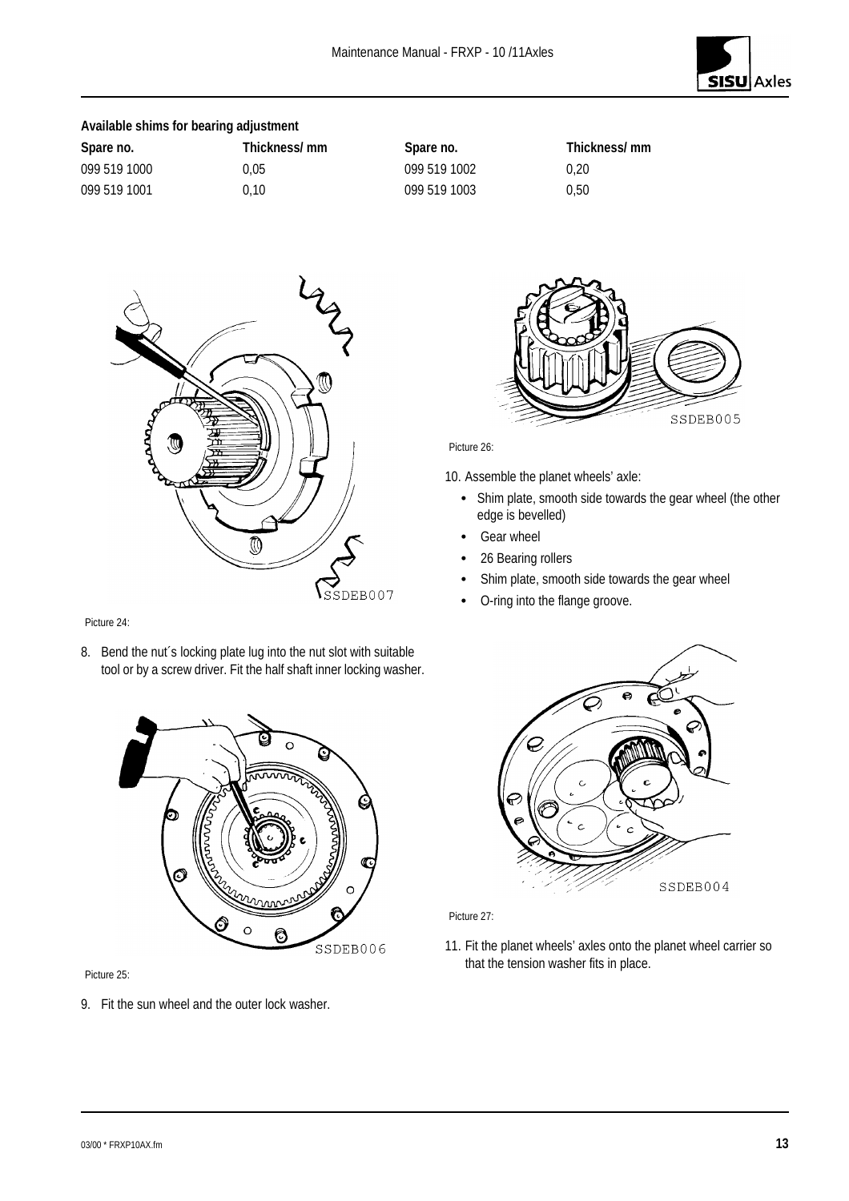**Available shims for bearing adjustment**

| Spare no. | Thickness/ mm | Spare no. | Thickness/ mm |
|---|---|---|---|
| 099 519 1000 | 0,05 | 099 519 1002 | 0,20 |
| 099 519 1001 | 0,10 | 099 519 1003 | 0,50 |

Picture 24:

8. Bend the nut´s locking plate lug into the nut slot with suitable tool or by a screw driver. Fit the half shaft inner locking washer.

Picture 25:

9. Fit the sun wheel and the outer lock washer.

Picture 26:

10. Assemble the planet wheels' axle:
    - Shim plate, smooth side towards the gear wheel (the other edge is bevelled)
    - Gear wheel
    - 26 Bearing rollers
    - Shim plate, smooth side towards the gear wheel
    - O-ring into the flange groove.

Picture 27:

11. Fit the planet wheels' axles onto the planet wheel carrier so that the tension washer fits in place.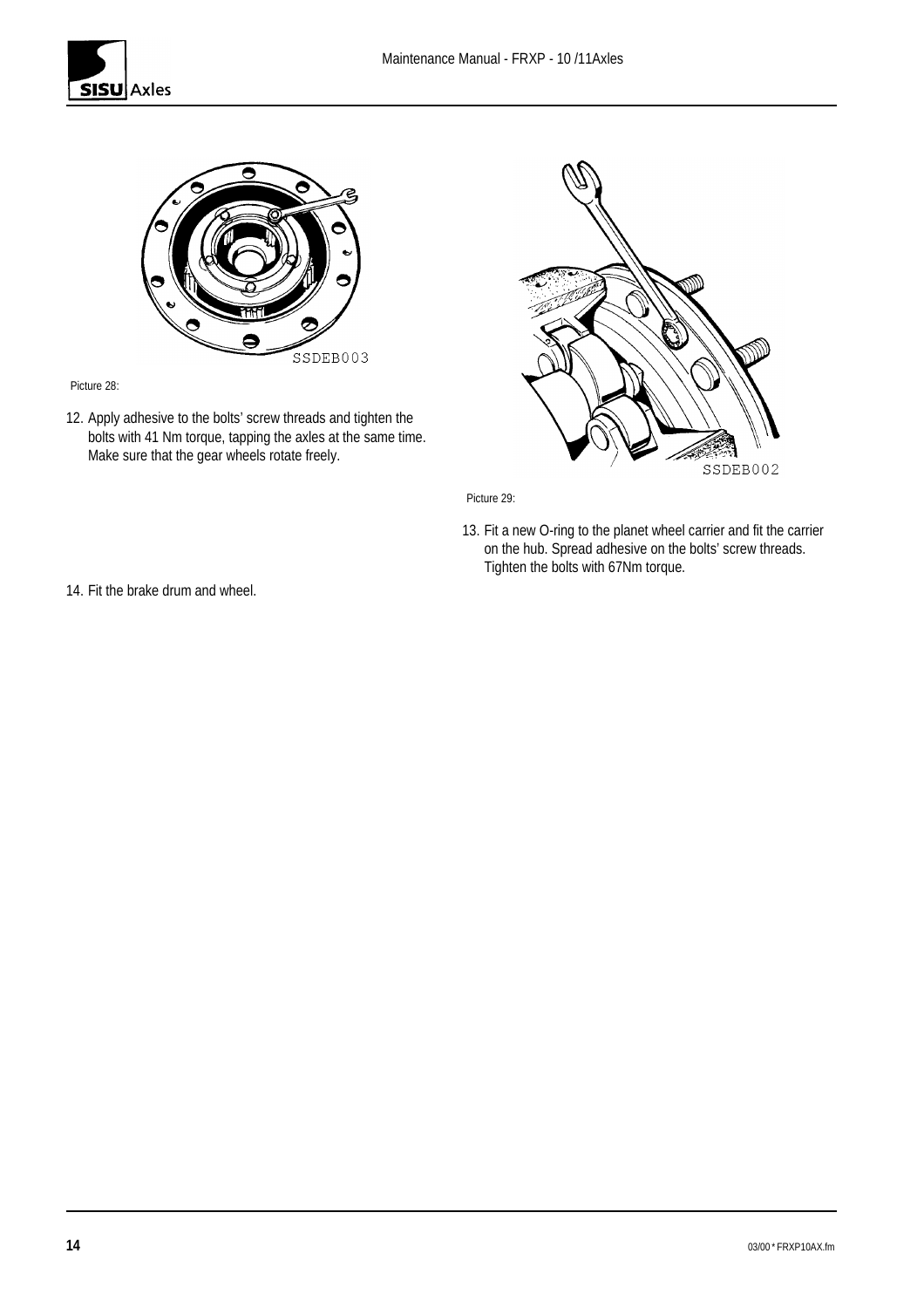Picture 28:

12. Apply adhesive to the bolts' screw threads and tighten the bolts with 41 Nm torque, tapping the axles at the same time. Make sure that the gear wheels rotate freely.

Picture 29:

13. Fit a new O-ring to the planet wheel carrier and fit the carrier on the hub. Spread adhesive on the bolts' screw threads. Tighten the bolts with 67Nm torque.

14. Fit the brake drum and wheel.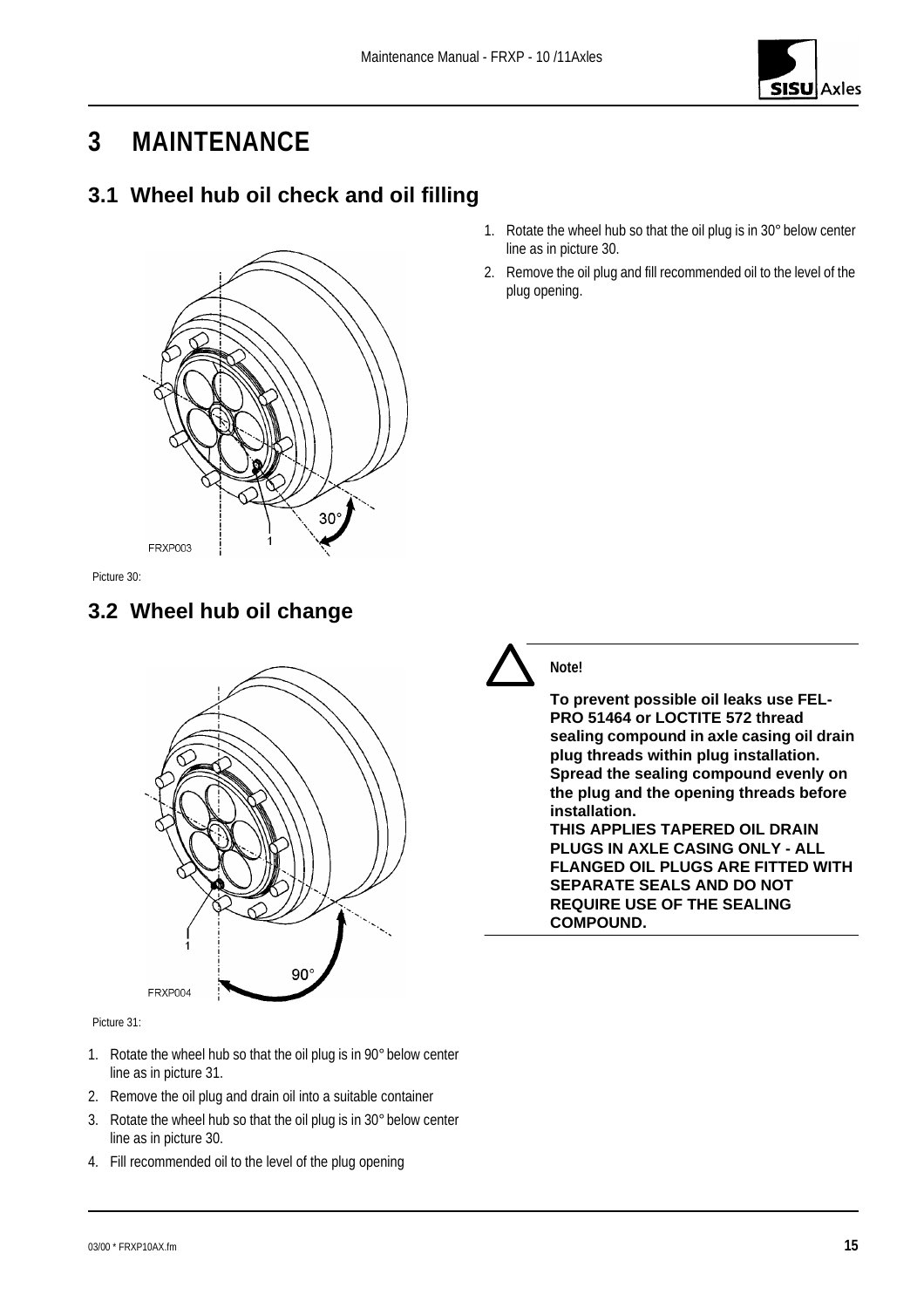# 3 MAINTENANCE

## 3.1 Wheel hub oil check and oil filling

1. Rotate the wheel hub so that the oil plug is in 30° below center line as in picture 30.
2. Remove the oil plug and fill recommended oil to the level of the plug opening.

FRXP003

Picture 30:

## 3.2 Wheel hub oil change

FRXP004

Picture 31:

1. Rotate the wheel hub so that the oil plug is in 90° below center line as in picture 31.
2. Remove the oil plug and drain oil into a suitable container
3. Rotate the wheel hub so that the oil plug is in 30° below center line as in picture 30.
4. Fill recommended oil to the level of the plug opening

**Note!**

**To prevent possible oil leaks use FEL-PRO 51464 or LOCTITE 572 thread sealing compound in axle casing oil drain plug threads within plug installation. Spread the sealing compound evenly on the plug and the opening threads before installation.**
**THIS APPLIES TAPERED OIL DRAIN PLUGS IN AXLE CASING ONLY - ALL FLANGED OIL PLUGS ARE FITTED WITH SEPARATE SEALS AND DO NOT REQUIRE USE OF THE SEALING COMPOUND.**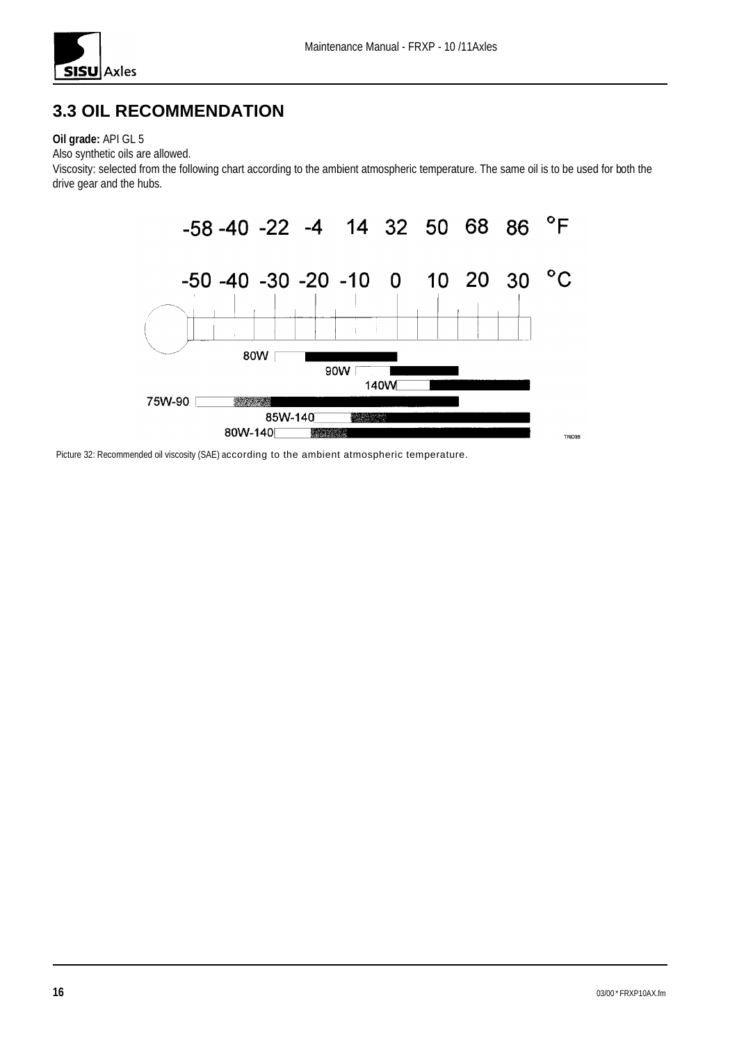## 3.3 OIL RECOMMENDATION

**Oil grade:** API GL 5

Also synthetic oils are allowed.

Viscosity: selected from the following chart according to the ambient atmospheric temperature. The same oil is to be used for both the drive gear and the hubs.

Picture 32: Recommended oil viscosity (SAE) according to the ambient atmospheric temperature.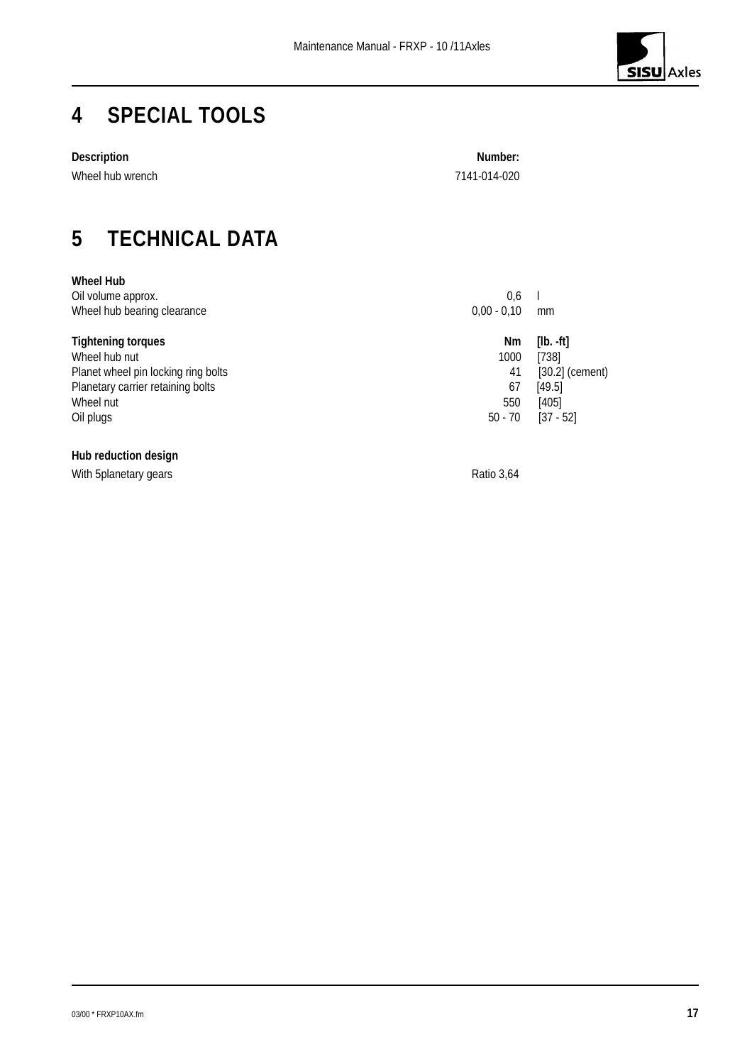# 4 SPECIAL TOOLS

| Description | Number: |
|---|---|
| Wheel hub wrench | 7141-014-020 |

# 5 TECHNICAL DATA

| **Wheel Hub** | | |
|---|---|---|
| Oil volume approx. | 0,6 | l |
| Wheel hub bearing clearance | 0,00 - 0,10 | mm |
| | | |
| **Tightening torques** | **Nm** | **[lb. -ft]** |
| Wheel hub nut | 1000 | [738] |
| Planet wheel pin locking ring bolts | 41 | [30.2] (cement) |
| Planetary carrier retaining bolts | 67 | [49.5] |
| Wheel nut | 550 | [405] |
| Oil plugs | 50 - 70 | [37 - 52] |

| **Hub reduction design** | |
|---|---|
| With 5planetary gears | Ratio 3,64 |